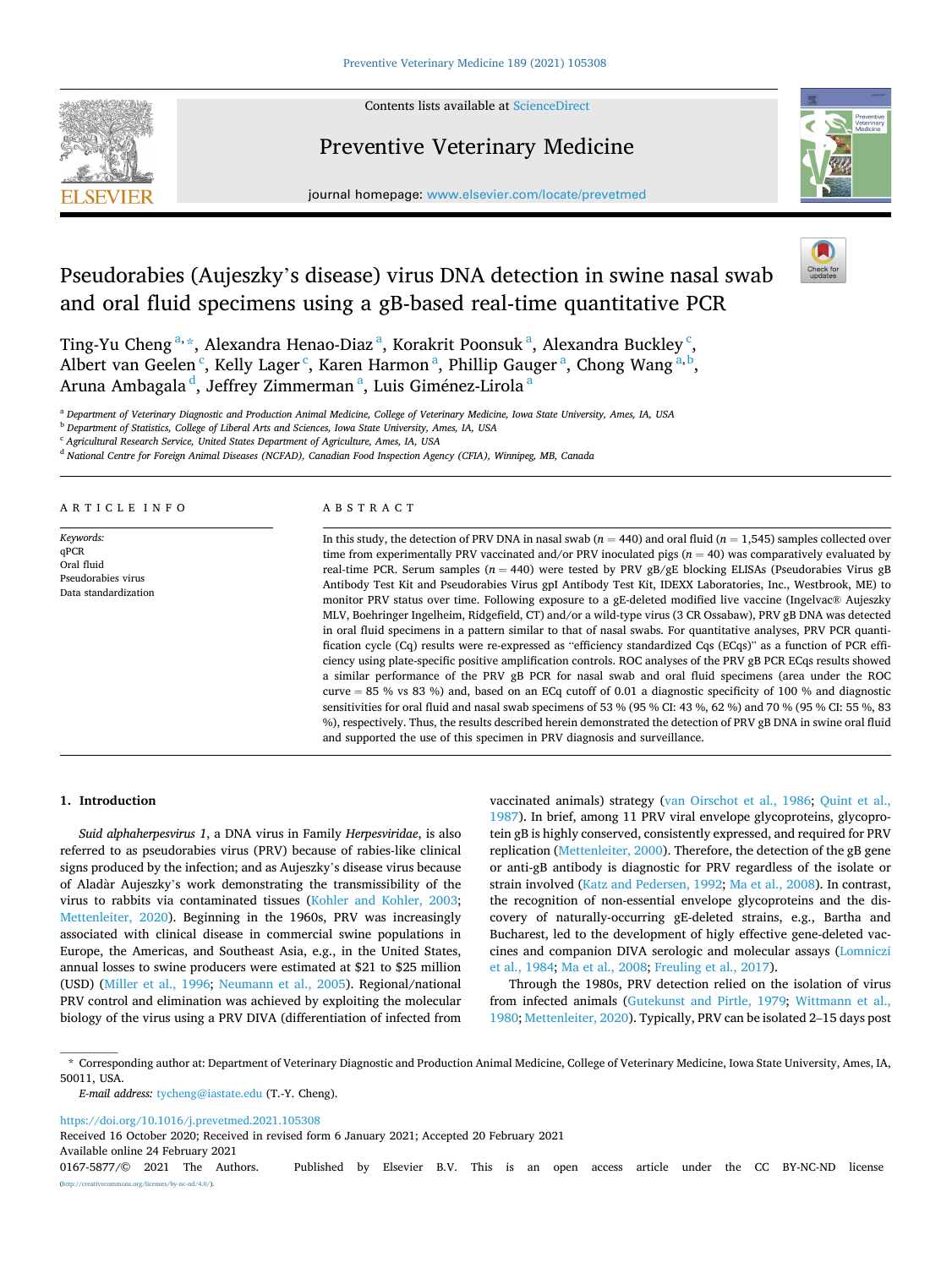# Pseudorabies (Aujeszky's disease) virus DNA detection in swine nasal swab and oral fluid specimens using a gB-based real-time quantitative PCR

Ting-Yu Cheng[a,*], Alexandra Henao-Diaz[a], Korakrit Poonsuk[a], Alexandra Buckley[c], Albert van Geelen[c], Kelly Lager[c], Karen Harmon[a], Phillip Gauger[a], Chong Wang[a,b], Aruna Ambagala[d], Jeffrey Zimmerman[a], Luis Giménez-Lirola[a]

[a] Department of Veterinary Diagnostic and Production Animal Medicine, College of Veterinary Medicine, Iowa State University, Ames, IA, USA
[b] Department of Statistics, College of Liberal Arts and Sciences, Iowa State University, Ames, IA, USA
[c] Agricultural Research Service, United States Department of Agriculture, Ames, IA, USA
[d] National Centre for Foreign Animal Diseases (NCFAD), Canadian Food Inspection Agency (CFIA), Winnipeg, MB, Canada

## ARTICLE INFO

*Keywords:*
qPCR
Oral fluid
Pseudorabies virus
Data standardization

## ABSTRACT

In this study, the detection of PRV DNA in nasal swab ($n = 440$) and oral fluid ($n = 1,545$) samples collected over time from experimentally PRV vaccinated and/or PRV inoculated pigs ($n = 40$) was comparatively evaluated by real-time PCR. Serum samples ($n = 440$) were tested by PRV gB/gE blocking ELISAs (Pseudorabies Virus gB Antibody Test Kit and Pseudorabies Virus gpI Antibody Test Kit, IDEXX Laboratories, Inc., Westbrook, ME) to monitor PRV status over time. Following exposure to a gE-deleted modified live vaccine (Ingelvac® Aujeszky MLV, Boehringer Ingelheim, Ridgefield, CT) and/or a wild-type virus (3 CR Ossabaw), PRV gB DNA was detected in oral fluid specimens in a pattern similar to that of nasal swabs. For quantitative analyses, PRV PCR quantification cycle (Cq) results were re-expressed as "efficiency standardized Cqs (ECqs)" as a function of PCR efficiency using plate-specific positive amplification controls. ROC analyses of the PRV gB PCR ECqs results showed a similar performance of the PRV gB PCR for nasal swab and oral fluid specimens (area under the ROC curve = 85 % vs 83 %) and, based on an ECq cutoff of 0.01 a diagnostic specificity of 100 % and diagnostic sensitivities for oral fluid and nasal swab specimens of 53 % (95 % CI: 43 %, 62 %) and 70 % (95 % CI: 55 %, 83 %), respectively. Thus, the results described herein demonstrated the detection of PRV gB DNA in swine oral fluid and supported the use of this specimen in PRV diagnosis and surveillance.

## 1. Introduction

*Suid alphaherpesvirus 1*, a DNA virus in Family *Herpesviridae*, is also referred to as pseudorabies virus (PRV) because of rabies-like clinical signs produced by the infection; and as Aujeszky's disease virus because of Aladàr Aujeszky's work demonstrating the transmissibility of the virus to rabbits via contaminated tissues (Kohler and Kohler, 2003; Mettenleiter, 2020). Beginning in the 1960s, PRV was increasingly associated with clinical disease in commercial swine populations in Europe, the Americas, and Southeast Asia, e.g., in the United States, annual losses to swine producers were estimated at $21 to $25 million (USD) (Miller et al., 1996; Neumann et al., 2005). Regional/national PRV control and elimination was achieved by exploiting the molecular biology of the virus using a PRV DIVA (differentiation of infected from vaccinated animals) strategy (van Oirschot et al., 1986; Quint et al., 1987). In brief, among 11 PRV viral envelope glycoproteins, glycoprotein gB is highly conserved, consistently expressed, and required for PRV replication (Mettenleiter, 2000). Therefore, the detection of the gB gene or anti-gB antibody is diagnostic for PRV regardless of the isolate or strain involved (Katz and Pedersen, 1992; Ma et al., 2008). In contrast, the recognition of non-essential envelope glycoproteins and the discovery of naturally-occurring gE-deleted strains, e.g., Bartha and Bucharest, led to the development of higly effective gene-deleted vaccines and companion DIVA serologic and molecular assays (Lomniczi et al., 1984; Ma et al., 2008; Freuling et al., 2017).

Through the 1980s, PRV detection relied on the isolation of virus from infected animals (Gutekunst and Pirtle, 1979; Wittmann et al., 1980; Mettenleiter, 2020). Typically, PRV can be isolated 2–15 days post

\* Corresponding author at: Department of Veterinary Diagnostic and Production Animal Medicine, College of Veterinary Medicine, Iowa State University, Ames, IA, 50011, USA.
*E-mail address:* tycheng@iastate.edu (T.-Y. Cheng).

https://doi.org/10.1016/j.prevetmed.2021.105308
Received 16 October 2020; Received in revised form 6 January 2021; Accepted 20 February 2021
Available online 24 February 2021
0167-5877/© 2021 The Authors. Published by Elsevier B.V. This is an open access article under the CC BY-NC-ND license (http://creativecommons.org/licenses/by-nc-nd/4.0/).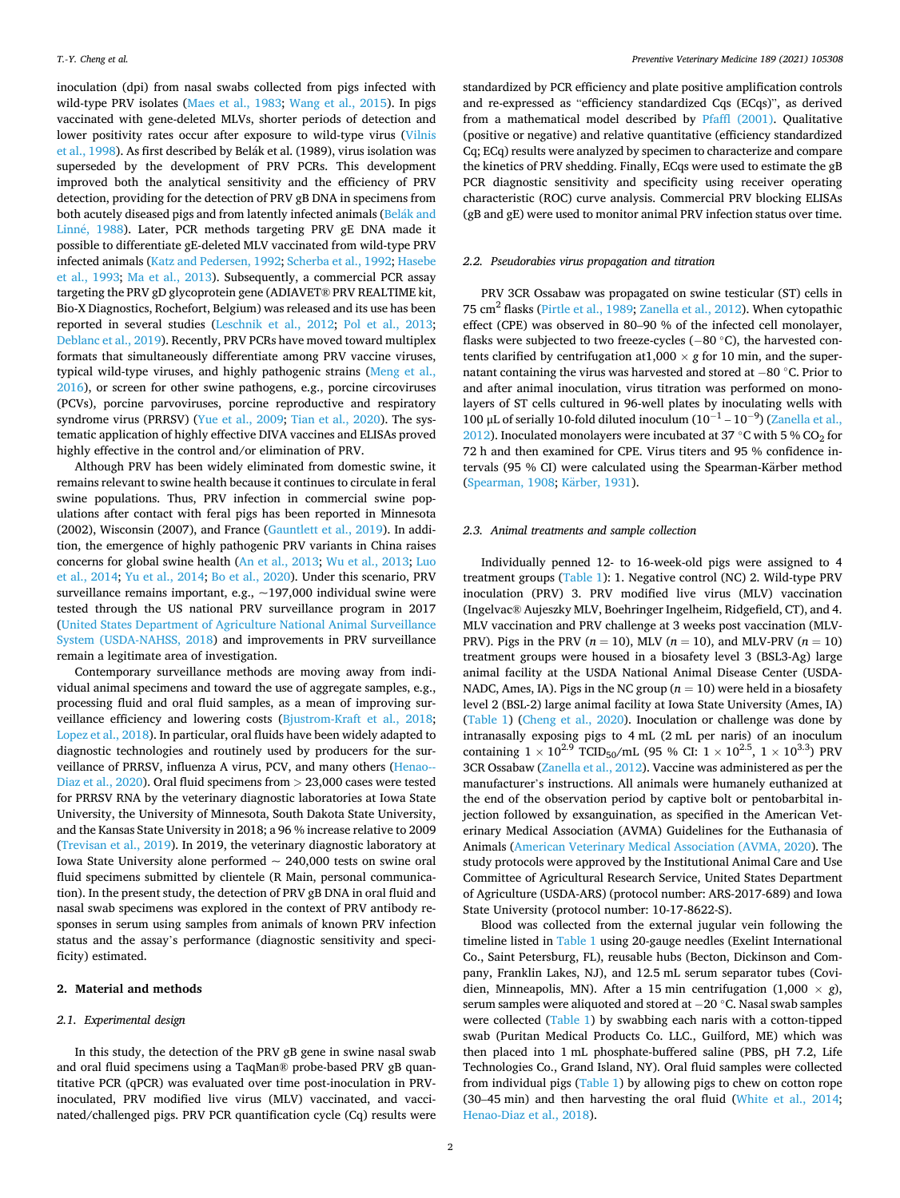inoculation (dpi) from nasal swabs collected from pigs infected with wild-type PRV isolates (Maes et al., 1983; Wang et al., 2015). In pigs vaccinated with gene-deleted MLVs, shorter periods of detection and lower positivity rates occur after exposure to wild-type virus (Vilnis et al., 1998). As first described by Belák et al. (1989), virus isolation was superseded by the development of PRV PCRs. This development improved both the analytical sensitivity and the efficiency of PRV detection, providing for the detection of PRV gB DNA in specimens from both acutely diseased pigs and from latently infected animals (Belák and Linné, 1988). Later, PCR methods targeting PRV gE DNA made it possible to differentiate gE-deleted MLV vaccinated from wild-type PRV infected animals (Katz and Pedersen, 1992; Scherba et al., 1992; Hasebe et al., 1993; Ma et al., 2013). Subsequently, a commercial PCR assay targeting the PRV gD glycoprotein gene (ADIAVET® PRV REALTIME kit, Bio-X Diagnostics, Rochefort, Belgium) was released and its use has been reported in several studies (Leschnik et al., 2012; Pol et al., 2013; Deblanc et al., 2019). Recently, PRV PCRs have moved toward multiplex formats that simultaneously differentiate among PRV vaccine viruses, typical wild-type viruses, and highly pathogenic strains (Meng et al., 2016), or screen for other swine pathogens, e.g., porcine circoviruses (PCVs), porcine parvoviruses, porcine reproductive and respiratory syndrome virus (PRRSV) (Yue et al., 2009; Tian et al., 2020). The systematic application of highly effective DIVA vaccines and ELISAs proved highly effective in the control and/or elimination of PRV.

Although PRV has been widely eliminated from domestic swine, it remains relevant to swine health because it continues to circulate in feral swine populations. Thus, PRV infection in commercial swine populations after contact with feral pigs has been reported in Minnesota (2002), Wisconsin (2007), and France (Gauntlett et al., 2019). In addition, the emergence of highly pathogenic PRV variants in China raises concerns for global swine health (An et al., 2013; Wu et al., 2013; Luo et al., 2014; Yu et al., 2014; Bo et al., 2020). Under this scenario, PRV surveillance remains important, e.g., ~197,000 individual swine were tested through the US national PRV surveillance program in 2017 (United States Department of Agriculture National Animal Surveillance System (USDA-NAHSS, 2018) and improvements in PRV surveillance remain a legitimate area of investigation.

Contemporary surveillance methods are moving away from individual animal specimens and toward the use of aggregate samples, e.g., processing fluid and oral fluid samples, as a mean of improving surveillance efficiency and lowering costs (Bjustrom-Kraft et al., 2018; Lopez et al., 2018). In particular, oral fluids have been widely adapted to diagnostic technologies and routinely used by producers for the surveillance of PRRSV, influenza A virus, PCV, and many others (Henao-Diaz et al., 2020). Oral fluid specimens from > 23,000 cases were tested for PRRSV RNA by the veterinary diagnostic laboratories at Iowa State University, the University of Minnesota, South Dakota State University, and the Kansas State University in 2018; a 96 % increase relative to 2009 (Trevisan et al., 2019). In 2019, the veterinary diagnostic laboratory at Iowa State University alone performed ~ 240,000 tests on swine oral fluid specimens submitted by clientele (R Main, personal communication). In the present study, the detection of PRV gB DNA in oral fluid and nasal swab specimens was explored in the context of PRV antibody responses in serum using samples from animals of known PRV infection status and the assay's performance (diagnostic sensitivity and specificity) estimated.

## 2. Material and methods

### 2.1. Experimental design

In this study, the detection of the PRV gB gene in swine nasal swab and oral fluid specimens using a TaqMan® probe-based PRV gB quantitative PCR (qPCR) was evaluated over time post-inoculation in PRV-inoculated, PRV modified live virus (MLV) vaccinated, and vaccinated/challenged pigs. PRV PCR quantification cycle (Cq) results were standardized by PCR efficiency and plate positive amplification controls and re-expressed as "efficiency standardized Cqs (ECqs)", as derived from a mathematical model described by Pfaffl (2001). Qualitative (positive or negative) and relative quantitative (efficiency standardized Cq; ECq) results were analyzed by specimen to characterize and compare the kinetics of PRV shedding. Finally, ECqs were used to estimate the gB PCR diagnostic sensitivity and specificity using receiver operating characteristic (ROC) curve analysis. Commercial PRV blocking ELISAs (gB and gE) were used to monitor animal PRV infection status over time.

### 2.2. Pseudorabies virus propagation and titration

PRV 3CR Ossabaw was propagated on swine testicular (ST) cells in 75 $cm^2$ flasks (Pirtle et al., 1989; Zanella et al., 2012). When cytopathic effect (CPE) was observed in 80–90 % of the infected cell monolayer, flasks were subjected to two freeze-cycles (−80 °C), the harvested contents clarified by centrifugation at1,000 × *g* for 10 min, and the supernatant containing the virus was harvested and stored at −80 °C. Prior to and after animal inoculation, virus titration was performed on monolayers of ST cells cultured in 96-well plates by inoculating wells with 100 μL of serially 10-fold diluted inoculum ($10^{-1}$ – $10^{-9}$) (Zanella et al., 2012). Inoculated monolayers were incubated at 37 °C with 5 % $CO_2$ for 72 h and then examined for CPE. Virus titers and 95 % confidence intervals (95 % CI) were calculated using the Spearman-Kärber method (Spearman, 1908; Kärber, 1931).

### 2.3. Animal treatments and sample collection

Individually penned 12- to 16-week-old pigs were assigned to 4 treatment groups (Table 1): 1. Negative control (NC) 2. Wild-type PRV inoculation (PRV) 3. PRV modified live virus (MLV) vaccination (Ingelvac® Aujeszky MLV, Boehringer Ingelheim, Ridgefield, CT), and 4. MLV vaccination and PRV challenge at 3 weeks post vaccination (MLV-PRV). Pigs in the PRV ($n = 10$), MLV ($n = 10$), and MLV-PRV ($n = 10$) treatment groups were housed in a biosafety level 3 (BSL3-Ag) large animal facility at the USDA National Animal Disease Center (USDA-NADC, Ames, IA). Pigs in the NC group ($n = 10$) were held in a biosafety level 2 (BSL-2) large animal facility at Iowa State University (Ames, IA) (Table 1) (Cheng et al., 2020). Inoculation or challenge was done by intranasally exposing pigs to 4 mL (2 mL per naris) of an inoculum containing $1 \times 10^{2.9}$ $TCID_{50}$/mL (95 % CI: $1 \times 10^{2.5}$, $1 \times 10^{3.3}$) PRV 3CR Ossabaw (Zanella et al., 2012). Vaccine was administered as per the manufacturer's instructions. All animals were humanely euthanized at the end of the observation period by captive bolt or pentobarbital injection followed by exsanguination, as specified in the American Veterinary Medical Association (AVMA) Guidelines for the Euthanasia of Animals (American Veterinary Medical Association (AVMA, 2020). The study protocols were approved by the Institutional Animal Care and Use Committee of Agricultural Research Service, United States Department of Agriculture (USDA-ARS) (protocol number: ARS-2017-689) and Iowa State University (protocol number: 10-17-8622-S).

Blood was collected from the external jugular vein following the timeline listed in Table 1 using 20-gauge needles (Exelint International Co., Saint Petersburg, FL), reusable hubs (Becton, Dickinson and Company, Franklin Lakes, NJ), and 12.5 mL serum separator tubes (Covidien, Minneapolis, MN). After a 15 min centrifugation (1,000 × *g*), serum samples were aliquoted and stored at −20 °C. Nasal swab samples were collected (Table 1) by swabbing each naris with a cotton-tipped swab (Puritan Medical Products Co. LLC., Guilford, ME) which was then placed into 1 mL phosphate-buffered saline (PBS, pH 7.2, Life Technologies Co., Grand Island, NY). Oral fluid samples were collected from individual pigs (Table 1) by allowing pigs to chew on cotton rope (30–45 min) and then harvesting the oral fluid (White et al., 2014; Henao-Diaz et al., 2018).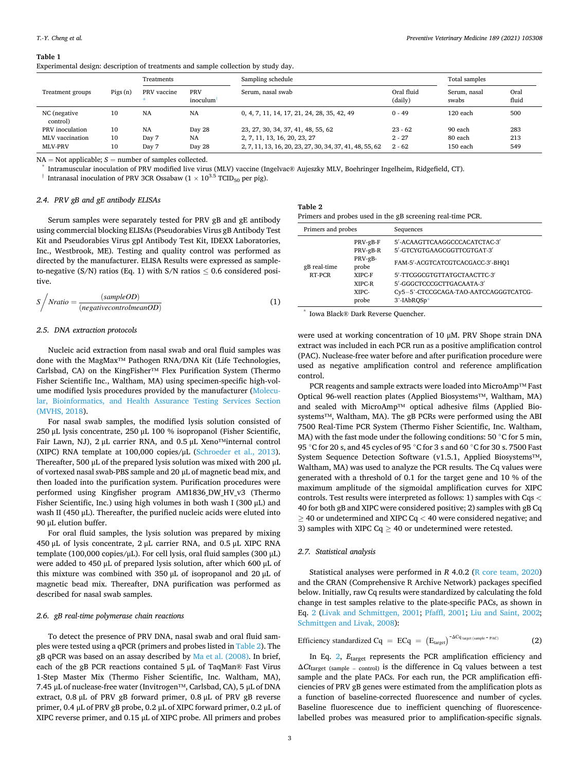**Table 1**
Experimental design: description of treatments and sample collection by study day.

| Treatment groups | Pigs (n) | Treatments | | Sampling schedule | | Total samples | |
|---|---|---|---|---|---|---|---|
| | | PRV vaccine * | PRV inoculum † | Serum, nasal swab | Oral fluid (daily) | Serum, nasal swabs | Oral fluid |
| NC (negative control) | 10 | NA | NA | 0, 4, 7, 11, 14, 17, 21, 24, 28, 35, 42, 49 | 0 - 49 | 120 each | 500 |
| PRV inoculation | 10 | NA | Day 28 | 23, 27, 30, 34, 37, 41, 48, 55, 62 | 23 - 62 | 90 each | 283 |
| MLV vaccination | 10 | Day 7 | NA | 2, 7, 11, 13, 16, 20, 23, 27 | 2 - 27 | 80 each | 213 |
| MLV-PRV | 10 | Day 7 | Day 28 | 2, 7, 11, 13, 16, 20, 23, 27, 30, 34, 37, 41, 48, 55, 62 | 2 - 62 | 150 each | 549 |

NA = Not applicable; $S$ = number of samples collected.
* Intramuscular inoculation of PRV modified live virus (MLV) vaccine (Ingelvac® Aujeszky MLV, Boehringer Ingelheim, Ridgefield, CT).
† Intranasal inoculation of PRV 3CR Ossabaw ($1 \times 10^{3.5}$ $TCID_{50}$ per pig).

### 2.4. PRV gB and gE antibody ELISAs

Serum samples were separately tested for PRV gB and gE antibody using commercial blocking ELISAs (Pseudorabies Virus gB Antibody Test Kit and Pseudorabies Virus gpI Antibody Test Kit, IDEXX Laboratories, Inc., Westbrook, ME). Testing and quality control was performed as directed by the manufacturer. ELISA Results were expressed as sample-to-negative (S/N) ratios (Eq. 1) with S/N ratios ≤ 0.6 considered positive.

$$S\Big/Nratio = \frac{(sampleOD)}{(negativecontrolmeanOD)} \tag{1}$$

### 2.5. DNA extraction protocols

Nucleic acid extraction from nasal swab and oral fluid samples was done with the MagMax™ Pathogen RNA/DNA Kit (Life Technologies, Carlsbad, CA) on the KingFisher™ Flex Purification System (Thermo Fisher Scientific Inc., Waltham, MA) using specimen-specific high-volume modified lysis procedures provided by the manufacturer (Molecular, Bioinformatics, and Health Assurance Testing Services Section (MVHS, 2018).

For nasal swab samples, the modified lysis solution consisted of 250 μL lysis concentrate, 250 μL 100 % isopropanol (Fisher Scientific, Fair Lawn, NJ), 2 μL carrier RNA, and 0.5 μL Xeno™internal control (XIPC) RNA template at 100,000 copies/μL (Schroeder et al., 2013). Thereafter, 500 μL of the prepared lysis solution was mixed with 200 μL of vortexed nasal swab-PBS sample and 20 μL of magnetic bead mix, and then loaded into the purification system. Purification procedures were performed using Kingfisher program AM1836_DW_HV_v3 (Thermo Fisher Scientific, Inc.) using high volumes in both wash I (300 μL) and wash II (450 μL). Thereafter, the purified nucleic acids were eluted into 90 μL elution buffer.

For oral fluid samples, the lysis solution was prepared by mixing 450 μL of lysis concentrate, 2 μL carrier RNA, and 0.5 μL XIPC RNA template (100,000 copies/μL). For cell lysis, oral fluid samples (300 μL) were added to 450 μL of prepared lysis solution, after which 600 μL of this mixture was combined with 350 μL of isopropanol and 20 μL of magnetic bead mix. Thereafter, DNA purification was performed as described for nasal swab samples.

### 2.6. gB real-time polymerase chain reactions

To detect the presence of PRV DNA, nasal swab and oral fluid samples were tested using a qPCR (primers and probes listed in Table 2). The gB qPCR was based on an assay described by Ma et al. (2008). In brief, each of the gB PCR reactions contained 5 μL of TaqMan® Fast Virus 1-Step Master Mix (Thermo Fisher Scientific, Inc. Waltham, MA), 7.45 μL of nuclease-free water (Invitrogen™, Carlsbad, CA), 5 μL of DNA extract, 0.8 μL of PRV gB forward primer, 0.8 μL of PRV gB reverse primer, 0.4 μL of PRV gB probe, 0.2 μL of XIPC forward primer, 0.2 μL of XIPC reverse primer, and 0.15 μL of XIPC probe. All primers and probes were used at working concentration of 10 μM. PRV Shope strain DNA extract was included in each PCR run as a positive amplification control (PAC). Nuclease-free water before and after purification procedure were used as negative amplification control and reference amplification control.

**Table 2**
Primers and probes used in the gB screening real-time PCR.

| Primers and probes | | Sequences |
|---|---|---|
| gB real-time RT-PCR | PRV-gB-F | 5′-ACAAGTTCAAGGCCCACATCTAC-3′ |
| | PRV-gB-R | 5′-GTCYGTGAAGCGGTTCGTGAT-3′ |
| | PRV-gB-probe | FAM-5′-ACGTCATCGTCACGACC-3′-BHQ1 |
| | XIPC-F | 5′-TTCGGCGTGTTATGCTAACTTC-3′ |
| | XIPC-R | 5′-GGGCTCCCGCTTGACAATA-3′ |
| | XIPC-probe | Cy5−5′-CTCCGCAGA-TAO-AATCCAGGGTCATCG-3′-IAbRQSp* |

* Iowa Black® Dark Reverse Quencher.

PCR reagents and sample extracts were loaded into MicroAmp™ Fast Optical 96-well reaction plates (Applied Biosystems™, Waltham, MA) and sealed with MicroAmp™ optical adhesive films (Applied Biosystems™, Waltham, MA). The gB PCRs were performed using the ABI 7500 Real-Time PCR System (Thermo Fisher Scientific, Inc. Waltham, MA) with the fast mode under the following conditions: 50 °C for 5 min, 95 °C for 20 s, and 45 cycles of 95 °C for 3 s and 60 °C for 30 s. 7500 Fast System Sequence Detection Software (v1.5.1, Applied Biosystems™, Waltham, MA) was used to analyze the PCR results. The Cq values were generated with a threshold of 0.1 for the target gene and 10 % of the maximum amplitude of the sigmoidal amplification curves for XIPC controls. Test results were interpreted as follows: 1) samples with Cqs < 40 for both gB and XIPC were considered positive; 2) samples with gB Cq ≥ 40 or undetermined and XIPC Cq < 40 were considered negative; and 3) samples with XIPC Cq ≥ 40 or undetermined were retested.

### 2.7. Statistical analysis

Statistical analyses were performed in $R$ 4.0.2 (R core team, 2020) and the CRAN (Comprehensive R Archive Network) packages specified below. Initially, raw Cq results were standardized by calculating the fold change in test samples relative to the plate-specific PACs, as shown in Eq. 2 (Livak and Schmittgen, 2001; Pfaffl, 2001; Liu and Saint, 2002; Schmittgen and Livak, 2008):

$$\text{Efficiency standardized Cq} = \text{ECq} = \left(E_{target}\right)^{-\Delta Cq_{\,target\,(sample\,-\,PAC)}} \tag{2}$$

In Eq. 2, $E_{target}$ represents the PCR amplification efficiency and $\Delta Ct_{target\ (sample\ -\ control)}$ is the difference in Cq values between a test sample and the plate PACs. For each run, the PCR amplification efficiencies of PRV gB genes were estimated from the amplification plots as a function of baseline-corrected fluorescence and number of cycles. Baseline fluorescence due to inefficient quenching of fluorescence-labelled probes was measured prior to amplification-specific signals.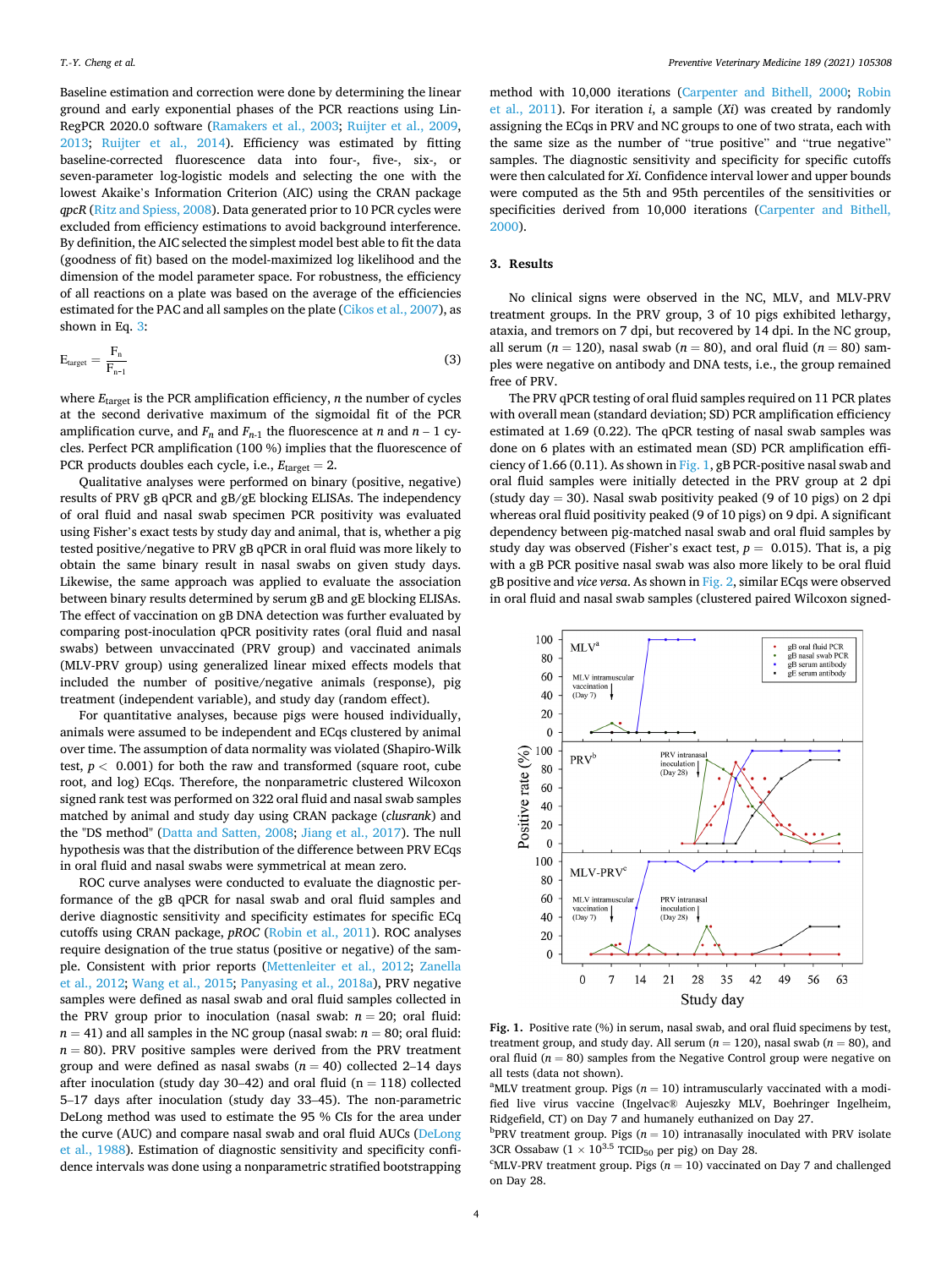Baseline estimation and correction were done by determining the linear ground and early exponential phases of the PCR reactions using LinRegPCR 2020.0 software (Ramakers et al., 2003; Ruijter et al., 2009, 2013; Ruijter et al., 2014). Efficiency was estimated by fitting baseline-corrected fluorescence data into four-, five-, six-, or seven-parameter log-logistic models and selecting the one with the lowest Akaike's Information Criterion (AIC) using the CRAN package *qpcR* (Ritz and Spiess, 2008). Data generated prior to 10 PCR cycles were excluded from efficiency estimations to avoid background interference. By definition, the AIC selected the simplest model best able to fit the data (goodness of fit) based on the model-maximized log likelihood and the dimension of the model parameter space. For robustness, the efficiency of all reactions on a plate was based on the average of the efficiencies estimated for the PAC and all samples on the plate (Cikos et al., 2007), as shown in Eq. 3:

$$E_{target} = \frac{F_n}{F_{n-1}} \tag{3}$$

where $E_{target}$ is the PCR amplification efficiency, $n$ the number of cycles at the second derivative maximum of the sigmoidal fit of the PCR amplification curve, and $F_n$ and $F_{n-1}$ the fluorescence at $n$ and $n-1$ cycles. Perfect PCR amplification (100 %) implies that the fluorescence of PCR products doubles each cycle, i.e., $E_{target} = 2$.

Qualitative analyses were performed on binary (positive, negative) results of PRV gB qPCR and gB/gE blocking ELISAs. The independency of oral fluid and nasal swab specimen PCR positivity was evaluated using Fisher's exact tests by study day and animal, that is, whether a pig tested positive/negative to PRV gB qPCR in oral fluid was more likely to obtain the same binary result in nasal swabs on given study days. Likewise, the same approach was applied to evaluate the association between binary results determined by serum gB and gE blocking ELISAs. The effect of vaccination on gB DNA detection was further evaluated by comparing post-inoculation qPCR positivity rates (oral fluid and nasal swabs) between unvaccinated (PRV group) and vaccinated animals (MLV-PRV group) using generalized linear mixed effects models that included the number of positive/negative animals (response), pig treatment (independent variable), and study day (random effect).

For quantitative analyses, because pigs were housed individually, animals were assumed to be independent and ECqs clustered by animal over time. The assumption of data normality was violated (Shapiro-Wilk test, $p < 0.001$) for both the raw and transformed (square root, cube root, and log) ECqs. Therefore, the nonparametric clustered Wilcoxon signed rank test was performed on 322 oral fluid and nasal swab samples matched by animal and study day using CRAN package (*clusrank*) and the "DS method" (Datta and Satten, 2008; Jiang et al., 2017). The null hypothesis was that the distribution of the difference between PRV ECqs in oral fluid and nasal swabs were symmetrical at mean zero.

ROC curve analyses were conducted to evaluate the diagnostic performance of the gB qPCR for nasal swab and oral fluid samples and derive diagnostic sensitivity and specificity estimates for specific ECq cutoffs using CRAN package, *pROC* (Robin et al., 2011). ROC analyses require designation of the true status (positive or negative) of the sample. Consistent with prior reports (Mettenleiter et al., 2012; Zanella et al., 2012; Wang et al., 2015; Panyasing et al., 2018a), PRV negative samples were defined as nasal swab and oral fluid samples collected in the PRV group prior to inoculation (nasal swab: $n = 20$; oral fluid: $n = 41$) and all samples in the NC group (nasal swab: $n = 80$; oral fluid: $n = 80$). PRV positive samples were derived from the PRV treatment group and were defined as nasal swabs ($n = 40$) collected 2–14 days after inoculation (study day 30–42) and oral fluid ($n = 118$) collected 5–17 days after inoculation (study day 33–45). The non-parametric DeLong method was used to estimate the 95 % CIs for the area under the curve (AUC) and compare nasal swab and oral fluid AUCs (DeLong et al., 1988). Estimation of diagnostic sensitivity and specificity confidence intervals was done using a nonparametric stratified bootstrapping method with 10,000 iterations (Carpenter and Bithell, 2000; Robin et al., 2011). For iteration $i$, a sample ($Xi$) was created by randomly assigning the ECqs in PRV and NC groups to one of two strata, each with the same size as the number of "true positive" and "true negative" samples. The diagnostic sensitivity and specificity for specific cutoffs were then calculated for $Xi$. Confidence interval lower and upper bounds were computed as the 5th and 95th percentiles of the sensitivities or specificities derived from 10,000 iterations (Carpenter and Bithell, 2000).

## 3. Results

No clinical signs were observed in the NC, MLV, and MLV-PRV treatment groups. In the PRV group, 3 of 10 pigs exhibited lethargy, ataxia, and tremors on 7 dpi, but recovered by 14 dpi. In the NC group, all serum ($n = 120$), nasal swab ($n = 80$), and oral fluid ($n = 80$) samples were negative on antibody and DNA tests, i.e., the group remained free of PRV.

The PRV qPCR testing of oral fluid samples required on 11 PCR plates with overall mean (standard deviation; SD) PCR amplification efficiency estimated at 1.69 (0.22). The qPCR testing of nasal swab samples was done on 6 plates with an estimated mean (SD) PCR amplification efficiency of 1.66 (0.11). As shown in Fig. 1, gB PCR-positive nasal swab and oral fluid samples were initially detected in the PRV group at 2 dpi (study day = 30). Nasal swab positivity peaked (9 of 10 pigs) on 2 dpi whereas oral fluid positivity peaked (9 of 10 pigs) on 9 dpi. A significant dependency between pig-matched nasal swab and oral fluid samples by study day was observed (Fisher's exact test, $p = 0.015$). That is, a pig with a gB PCR positive nasal swab was also more likely to be oral fluid gB positive and *vice versa*. As shown in Fig. 2, similar ECqs were observed in oral fluid and nasal swab samples (clustered paired Wilcoxon signed-

**Fig. 1.** Positive rate (%) in serum, nasal swab, and oral fluid specimens by test, treatment group, and study day. All serum ($n = 120$), nasal swab ($n = 80$), and oral fluid ($n = 80$) samples from the Negative Control group were negative on all tests (data not shown).
[a]MLV treatment group. Pigs ($n = 10$) intramuscularly vaccinated with a modified live virus vaccine (Ingelvac® Aujeszky MLV, Boehringer Ingelheim, Ridgefield, CT) on Day 7 and humanely euthanized on Day 27.
[b]PRV treatment group. Pigs ($n = 10$) intranasally inoculated with PRV isolate 3CR Ossabaw ($1 \times 10^{3.5}$ $TCID_{50}$ per pig) on Day 28.
[c]MLV-PRV treatment group. Pigs ($n = 10$) vaccinated on Day 7 and challenged on Day 28.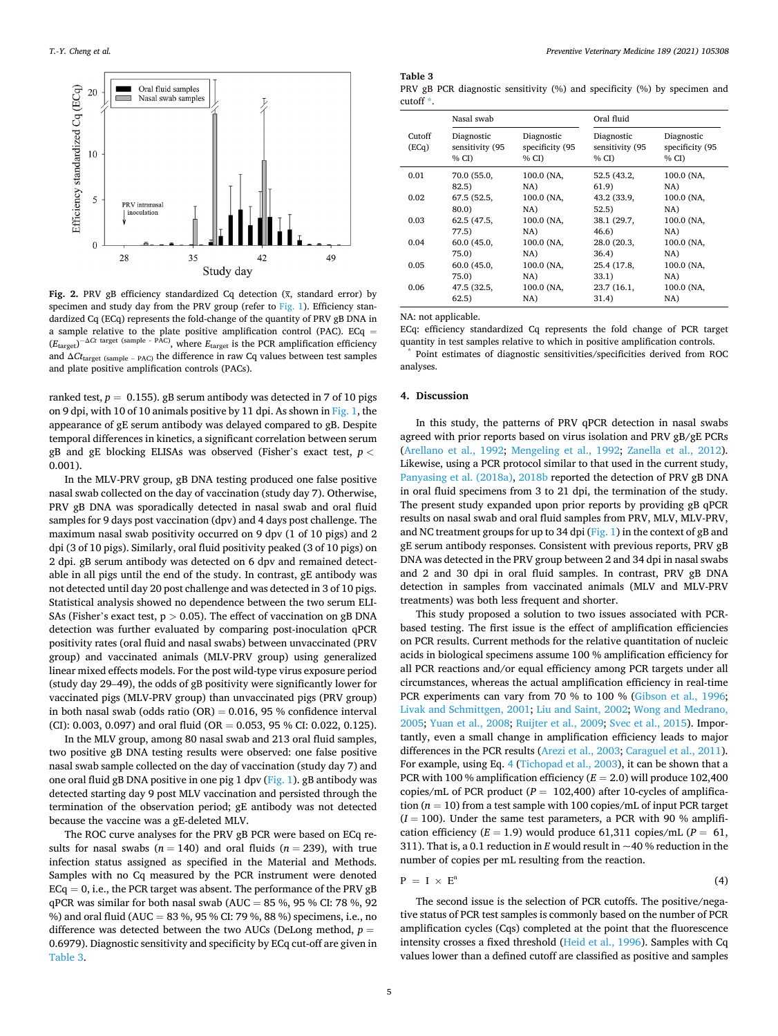**Fig. 2.** PRV gB efficiency standardized Cq detection ($\bar{x}$, standard error) by specimen and study day from the PRV group (refer to Fig. 1). Efficiency standardized Cq (ECq) represents the fold-change of the quantity of PRV gB DNA in a sample relative to the plate positive amplification control (PAC). ECq = $(E_{target})^{-\Delta Ct\ target\ (sample\ -\ PAC)}$, where $E_{target}$ is the PCR amplification efficiency and $\Delta Ct_{target\ (sample\ -\ PAC)}$ the difference in raw Cq values between test samples and plate positive amplification controls (PACs).

ranked test, $p = 0.155$). gB serum antibody was detected in 7 of 10 pigs on 9 dpi, with 10 of 10 animals positive by 11 dpi. As shown in Fig. 1, the appearance of gE serum antibody was delayed compared to gB. Despite temporal differences in kinetics, a significant correlation between serum gB and gE blocking ELISAs was observed (Fisher's exact test, $p < 0.001$).

In the MLV-PRV group, gB DNA testing produced one false positive nasal swab collected on the day of vaccination (study day 7). Otherwise, PRV gB DNA was sporadically detected in nasal swab and oral fluid samples for 9 days post vaccination (dpv) and 4 days post challenge. The maximum nasal swab positivity occurred on 9 dpv (1 of 10 pigs) and 2 dpi (3 of 10 pigs). Similarly, oral fluid positivity peaked (3 of 10 pigs) on 2 dpi. gB serum antibody was detected on 6 dpv and remained detectable in all pigs until the end of the study. In contrast, gE antibody was not detected until day 20 post challenge and was detected in 3 of 10 pigs. Statistical analysis showed no dependence between the two serum ELISAs (Fisher's exact test, $p > 0.05$). The effect of vaccination on gB DNA detection was further evaluated by comparing post-inoculation qPCR positivity rates (oral fluid and nasal swabs) between unvaccinated (PRV group) and vaccinated animals (MLV-PRV group) using generalized linear mixed effects models. For the post wild-type virus exposure period (study day 29–49), the odds of gB positivity were significantly lower for vaccinated pigs (MLV-PRV group) than unvaccinated pigs (PRV group) in both nasal swab (odds ratio (OR) = 0.016, 95 % confidence interval (CI): 0.003, 0.097) and oral fluid (OR = 0.053, 95 % CI: 0.022, 0.125).

In the MLV group, among 80 nasal swab and 213 oral fluid samples, two positive gB DNA testing results were observed: one false positive nasal swab sample collected on the day of vaccination (study day 7) and one oral fluid gB DNA positive in one pig 1 dpv (Fig. 1). gB antibody was detected starting day 9 post MLV vaccination and persisted through the termination of the observation period; gE antibody was not detected because the vaccine was a gE-deleted MLV.

The ROC curve analyses for the PRV gB PCR were based on ECq results for nasal swabs ($n = 140$) and oral fluids ($n = 239$), with true infection status assigned as specified in the Material and Methods. Samples with no Cq measured by the PCR instrument were denoted ECq = 0, i.e., the PCR target was absent. The performance of the PRV gB qPCR was similar for both nasal swab (AUC = 85 %, 95 % CI: 78 %, 92 %) and oral fluid (AUC = 83 %, 95 % CI: 79 %, 88 %) specimens, i.e., no difference was detected between the two AUCs (DeLong method, $p = 0.6979$). Diagnostic sensitivity and specificity by ECq cut-off are given in Table 3.

**Table 3**
PRV gB PCR diagnostic sensitivity (%) and specificity (%) by specimen and cutoff *.

| | Nasal swab | | Oral fluid | |
|---|---|---|---|---|
| Cutoff (ECq) | Diagnostic sensitivity (95 % CI) | Diagnostic specificity (95 % CI) | Diagnostic sensitivity (95 % CI) | Diagnostic specificity (95 % CI) |
| 0.01 | 70.0 (55.0, 82.5) | 100.0 (NA, NA) | 52.5 (43.2, 61.9) | 100.0 (NA, NA) |
| 0.02 | 67.5 (52.5, 80.0) | 100.0 (NA, NA) | 43.2 (33.9, 52.5) | 100.0 (NA, NA) |
| 0.03 | 62.5 (47.5, 77.5) | 100.0 (NA, NA) | 38.1 (29.7, 46.6) | 100.0 (NA, NA) |
| 0.04 | 60.0 (45.0, 75.0) | 100.0 (NA, NA) | 28.0 (20.3, 36.4) | 100.0 (NA, NA) |
| 0.05 | 60.0 (45.0, 75.0) | 100.0 (NA, NA) | 25.4 (17.8, 33.1) | 100.0 (NA, NA) |
| 0.06 | 47.5 (32.5, 62.5) | 100.0 (NA, NA) | 23.7 (16.1, 31.4) | 100.0 (NA, NA) |

NA: not applicable.
ECq: efficiency standardized Cq represents the fold change of PCR target quantity in test samples relative to which in positive amplification controls.
* Point estimates of diagnostic sensitivities/specificities derived from ROC analyses.

## 4. Discussion

In this study, the patterns of PRV qPCR detection in nasal swabs agreed with prior reports based on virus isolation and PRV gB/gE PCRs (Arellano et al., 1992; Mengeling et al., 1992; Zanella et al., 2012). Likewise, using a PCR protocol similar to that used in the current study, Panyasing et al. (2018a), 2018b reported the detection of PRV gB DNA in oral fluid specimens from 3 to 21 dpi, the termination of the study. The present study expanded upon prior reports by providing gB qPCR results on nasal swab and oral fluid samples from PRV, MLV, MLV-PRV, and NC treatment groups for up to 34 dpi (Fig. 1) in the context of gB and gE serum antibody responses. Consistent with previous reports, PRV gB DNA was detected in the PRV group between 2 and 34 dpi in nasal swabs and 2 and 30 dpi in oral fluid samples. In contrast, PRV gB DNA detection in samples from vaccinated animals (MLV and MLV-PRV treatments) was both less frequent and shorter.

This study proposed a solution to two issues associated with PCR-based testing. The first issue is the effect of amplification efficiencies on PCR results. Current methods for the relative quantitation of nucleic acids in biological specimens assume 100 % amplification efficiency for all PCR reactions and/or equal efficiency among PCR targets under all circumstances, whereas the actual amplification efficiency in real-time PCR experiments can vary from 70 % to 100 % (Gibson et al., 1996; Livak and Schmittgen, 2001; Liu and Saint, 2002; Wong and Medrano, 2005; Yuan et al., 2008; Ruijter et al., 2009; Svec et al., 2015). Importantly, even a small change in amplification efficiency leads to major differences in the PCR results (Arezi et al., 2003; Caraguel et al., 2011). For example, using Eq. 4 (Tichopad et al., 2003), it can be shown that a PCR with 100 % amplification efficiency ($E = 2.0$) will produce 102,400 copies/mL of PCR product ($P = 102{,}400$) after 10-cycles of amplification ($n = 10$) from a test sample with 100 copies/mL of input PCR target ($I = 100$). Under the same test parameters, a PCR with 90 % amplification efficiency ($E = 1.9$) would produce 61,311 copies/mL ($P = 61{,}311$). That is, a 0.1 reduction in $E$ would result in ~40 % reduction in the number of copies per mL resulting from the reaction.

$$P = I \times E^{n} \tag{4}$$

The second issue is the selection of PCR cutoffs. The positive/negative status of PCR test samples is commonly based on the number of PCR amplification cycles (Cqs) completed at the point that the fluorescence intensity crosses a fixed threshold (Heid et al., 1996). Samples with Cq values lower than a defined cutoff are classified as positive and samples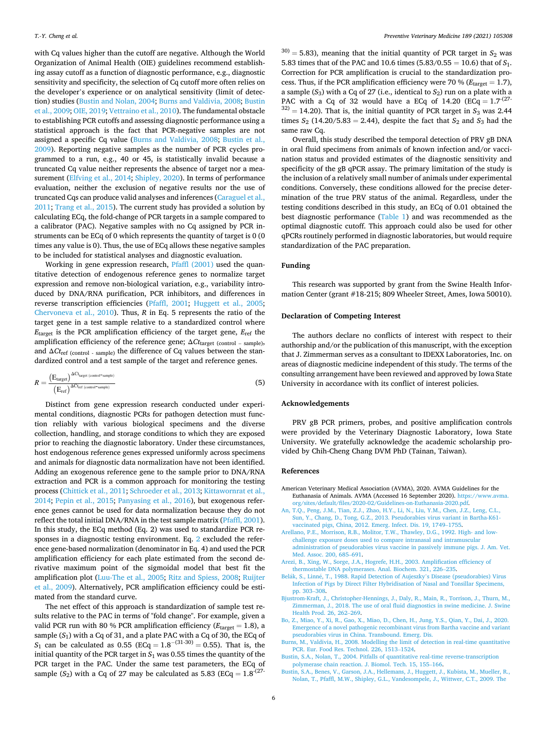with Cq values higher than the cutoff are negative. Although the World Organization of Animal Health (OIE) guidelines recommend establishing assay cutoff as a function of diagnostic performance, e.g., diagnostic sensitivity and specificity, the selection of Cq cutoff more often relies on the developer's experience or on analytical sensitivity (limit of detection) studies (Bustin and Nolan, 2004; Burns and Valdivia, 2008; Bustin et al., 2009; OIE, 2019; Vettraino et al., 2010). The fundamental obstacle to establishing PCR cutoffs and assessing diagnostic performance using a statistical approach is the fact that PCR-negative samples are not assigned a specific Cq value (Burns and Valdivia, 2008; Bustin et al., 2009). Reporting negative samples as the number of PCR cycles programmed to a run, e.g., 40 or 45, is statistically invalid because a truncated Cq value neither represents the absence of target nor a measurement (Elfving et al., 2014; Shipley, 2020). In terms of performance evaluation, neither the exclusion of negative results nor the use of truncated Cqs can produce valid analyses and inferences (Caraguel et al., 2011; Trang et al., 2015). The current study has provided a solution by calculating ECq, the fold-change of PCR targets in a sample compared to a calibrator (PAC). Negative samples with no Cq assigned by PCR instruments can be ECq of 0 which represents the quantity of target is 0 (0 times any value is 0). Thus, the use of ECq allows these negative samples to be included for statistical analyses and diagnostic evaluation.

Working in gene expression research, Pfaffl (2001) used the quantitative detection of endogenous reference genes to normalize target expression and remove non-biological variation, e.g., variability introduced by DNA/RNA purification, PCR inhibitors, and differences in reverse transcription efficiencies (Pfaffl, 2001; Huggett et al., 2005; Chervoneva et al., 2010). Thus, $R$ in Eq. 5 represents the ratio of the target gene in a test sample relative to a standardized control where $E_{target}$ is the PCR amplification efficiency of the target gene, $E_{ref}$ the amplification efficiency of the reference gene; $\Delta Ct_{target\ (control-sample)}$, and $\Delta Ct_{ref\ (control-sample)}$ the difference of Cq values between the standardized control and a test sample of the target and reference genes.

$$R = \frac{(E_{target})^{\Delta Ct_{target\ (control-sample)}}}{(E_{ref})^{\Delta Ct_{ref\ (control-sample)}}} \tag{5}$$

Distinct from gene expression research conducted under experimental conditions, diagnostic PCRs for pathogen detection must function reliably with various biological specimens and the diverse collection, handling, and storage conditions to which they are exposed prior to reaching the diagnostic laboratory. Under these circumstances, host endogenous reference genes expressed uniformly across specimens and animals for diagnostic data normalization have not been identified. Adding an exogenous reference gene to the sample prior to DNA/RNA extraction and PCR is a common approach for monitoring the testing process (Chittick et al., 2011; Schroeder et al., 2013; Kittawornrat et al., 2014; Pepin et al., 2015; Panyasing et al., 2016), but exogenous reference genes cannot be used for data normalization because they do not reflect the total initial DNA/RNA in the test sample matrix (Pfaffl, 2001). In this study, the ECq method (Eq. 2) was used to standardize PCR responses in a diagnostic testing environment. Eq. 2 excluded the reference gene-based normalization (denominator in Eq. 4) and used the PCR amplification efficiency for each plate estimated from the second derivative maximum point of the sigmoidal model that best fit the amplification plot (Luu-The et al., 2005; Ritz and Spiess, 2008; Ruijter et al., 2009). Alternatively, PCR amplification efficiency could be estimated from the standard curve.

The net effect of this approach is standardization of sample test results relative to the PAC in terms of "fold change". For example, given a valid PCR run with 80 % PCR amplification efficiency ($E_{target} = 1.8$), a sample ($S_1$) with a Cq of 31, and a plate PAC with a Cq of 30, the ECq of $S_1$ can be calculated as 0.55 ($ECq = 1.8^{-(31-30)} = 0.55$). That is, the initial quantity of the PCR target in $S_1$ was 0.55 times the quantity of the PCR target in the PAC. Under the same test parameters, the ECq of sample ($S_2$) with a Cq of 27 may be calculated as 5.83 ($ECq = 1.8^{-(27-30)} = 5.83$), meaning that the initial quantity of PCR target in $S_2$ was 5.83 times that of the PAC and 10.6 times (5.83/0.55 = 10.6) that of $S_1$. Correction for PCR amplification is crucial to the standardization process. Thus, if the PCR amplification efficiency were 70 % ($E_{target} = 1.7$), a sample ($S_3$) with a Cq of 27 (i.e., identical to $S_2$) run on a plate with a PAC with a Cq of 32 would have a ECq of 14.20 ($ECq = 1.7^{-(27-32)} = 14.20$). That is, the initial quantity of PCR target in $S_3$ was 2.44 times $S_2$ (14.20/5.83 = 2.44), despite the fact that $S_2$ and $S_3$ had the same raw Cq.

Overall, this study described the temporal detection of PRV gB DNA in oral fluid specimens from animals of known infection and/or vaccination status and provided estimates of the diagnostic sensitivity and specificity of the gB qPCR assay. The primary limitation of the study is the inclusion of a relatively small number of animals under experimental conditions. Conversely, these conditions allowed for the precise determination of the true PRV status of the animal. Regardless, under the testing conditions described in this study, an ECq of 0.01 obtained the best diagnostic performance (Table 1) and was recommended as the optimal diagnostic cutoff. This approach could also be used for other qPCRs routinely performed in diagnostic laboratories, but would require standardization of the PAC preparation.

## Funding

This research was supported by grant from the Swine Health Information Center (grant #18-215; 809 Wheeler Street, Ames, Iowa 50010).

## Declaration of Competing Interest

The authors declare no conflicts of interest with respect to their authorship and/or the publication of this manuscript, with the exception that J. Zimmerman serves as a consultant to IDEXX Laboratories, Inc. on areas of diagnostic medicine independent of this study. The terms of the consulting arrangement have been reviewed and approved by Iowa State University in accordance with its conflict of interest policies.

## Acknowledgements

PRV gB PCR primers, probes, and positive amplification controls were provided by the Veterinary Diagnostic Laboratory, Iowa State University. We gratefully acknowledge the academic scholarship provided by Chih-Cheng Chang DVM PhD (Tainan, Taiwan).

## References

American Veterinary Medical Association (AVMA), 2020. AVMA Guidelines for the Euthanasia of Animals. AVMA (Accessed 16 September 2020). https://www.avma.org/sites/default/files/2020-02/Guidelines-on-Euthanasia-2020.pdf.

An, T.Q., Peng, J.M., Tian, Z.J., Zhao, H.Y., Li, N., Liu, Y.M., Chen, J.Z., Leng, C.L., Sun, Y., Chang, D., Tong, G.Z., 2013. Pseudorabies virus variant in Bartha-K61-vaccinated pigs, China, 2012. Emerg. Infect. Dis. 19, 1749–1755.

Arellano, P.E., Morrison, R.B., Molitor, T.W., Thawley, D.G., 1992. High- and low-challenge exposure doses used to compare intranasal and intramuscular administration of pseudorabies virus vaccine in passively immune pigs. J. Am. Vet. Med. Assoc. 200, 685–691.

Arezi, B., Xing, W., Sorge, J.A., Hogrefe, H.H., 2003. Amplification efficiency of thermostable DNA polymerases. Anal. Biochem. 321, 226–235.

Belák, S., Linné, T., 1988. Rapid Detection of Aujeszky's Disease (pseudorabies) Virus Infection of Pigs by Direct Filter Hybridisation of Nasal and Tonsillar Specimens, pp. 303–308.

Bjustrom-Kraft, J., Christopher-Hennings, J., Daly, R., Main, R., Torrison, J., Thurn, M., Zimmerman, J., 2018. The use of oral fluid diagnostics in swine medicine. J. Swine Health Prod. 26, 262–269.

Bo, Z., Miao, Y., Xi, R., Gao, X., Miao, D., Chen, H., Jung, Y.S., Qian, Y., Dai, J., 2020. Emergence of a novel pathogenic recombinant virus from Bartha vaccine and variant pseudorabies virus in China. Transbound. Emerg. Dis.

Burns, M., Valdivia, H., 2008. Modelling the limit of detection in real-time quantitative PCR. Eur. Food Res. Technol. 226, 1513–1524.

Bustin, S.A., Nolan, T., 2004. Pitfalls of quantitative real-time reverse-transcription polymerase chain reaction. J. Biomol. Tech. 15, 155–166.

Bustin, S.A., Benes, V., Garson, J.A., Hellemans, J., Huggett, J., Kubista, M., Mueller, R., Nolan, T., Pfaffl, M.W., Shipley, G.L., Vandesompele, J., Wittwer, C.T., 2009. The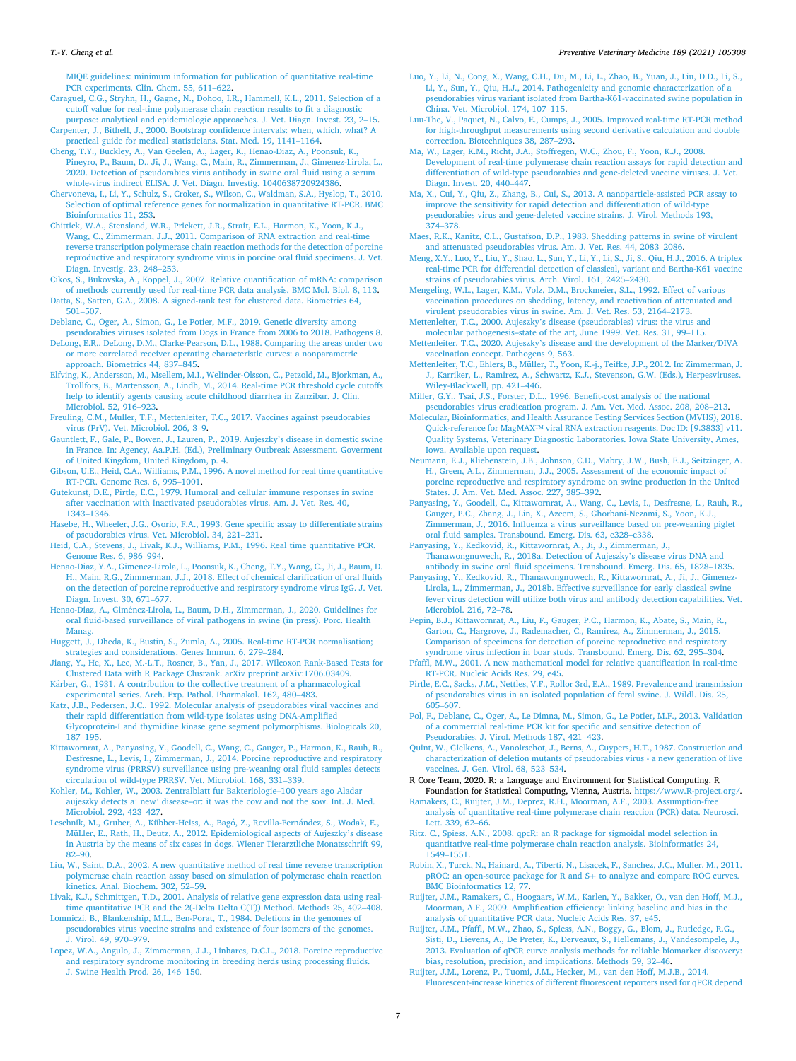MIQE guidelines: minimum information for publication of quantitative real-time PCR experiments. Clin. Chem. 55, 611–622.

Caraguel, C.G., Stryhn, H., Gagne, N., Dohoo, I.R., Hammell, K.L., 2011. Selection of a cutoff value for real-time polymerase chain reaction results to fit a diagnostic purpose: analytical and epidemiologic approaches. J. Vet. Diagn. Invest. 23, 2–15.

Carpenter, J., Bithell, J., 2000. Bootstrap confidence intervals: when, which, what? A practical guide for medical statisticians. Stat. Med. 19, 1141–1164.

Cheng, T.Y., Buckley, A., Van Geelen, A., Lager, K., Henao-Diaz, A., Poonsuk, K., Pineyro, P., Baum, D., Ji, J., Wang, C., Main, R., Zimmerman, J., Gimenez-Lirola, L., 2020. Detection of pseudorabies virus antibody in swine oral fluid using a serum whole-virus indirect ELISA. J. Vet. Diagn. Investig. 1040638720924386.

Chervoneva, I., Li, Y., Schulz, S., Croker, S., Wilson, C., Waldman, S.A., Hyslop, T., 2010. Selection of optimal reference genes for normalization in quantitative RT-PCR. BMC Bioinformatics 11, 253.

Chittick, W.A., Stensland, W.R., Prickett, J.R., Strait, E.L., Harmon, K., Yoon, K.J., Wang, C., Zimmerman, J.J., 2011. Comparison of RNA extraction and real-time reverse transcription polymerase chain reaction methods for the detection of porcine reproductive and respiratory syndrome virus in porcine oral fluid specimens. J. Vet. Diagn. Investig. 23, 248–253.

Cikos, S., Bukovska, A., Koppel, J., 2007. Relative quantification of mRNA: comparison of methods currently used for real-time PCR data analysis. BMC Mol. Biol. 8, 113.

Datta, S., Satten, G.A., 2008. A signed-rank test for clustered data. Biometrics 64, 501–507.

Deblanc, C., Oger, A., Simon, G., Le Potier, M.F., 2019. Genetic diversity among pseudorabies viruses isolated from Dogs in France from 2006 to 2018. Pathogens 8.

DeLong, E.R., DeLong, D.M., Clarke-Pearson, D.L., 1988. Comparing the areas under two or more correlated receiver operating characteristic curves: a nonparametric approach. Biometrics 44, 837–845.

Elfving, K., Andersson, M., Msellem, M.I., Welinder-Olsson, C., Petzold, M., Bjorkman, A., Trollfors, B., Martensson, A., Lindh, M., 2014. Real-time PCR threshold cycle cutoffs help to identify agents causing acute childhood diarrhea in Zanzibar. J. Clin. Microbiol. 52, 916–923.

Freuling, C.M., Muller, T.F., Mettenleiter, T.C., 2017. Vaccines against pseudorabies virus (PrV). Vet. Microbiol. 206, 3–9.

Gauntlett, F., Gale, P., Bowen, J., Lauren, P., 2019. Aujeszky's disease in domestic swine in France. In: Agency, Aa.P.H. (Ed.), Preliminary Outbreak Assessment. Goverment of United Kingdom, United Kingdom, p. 4.

Gibson, U.E., Heid, C.A., Williams, P.M., 1996. A novel method for real time quantitative RT-PCR. Genome Res. 6, 995–1001.

Gutekunst, D.E., Pirtle, E.C., 1979. Humoral and cellular immune responses in swine after vaccination with inactivated pseudorabies virus. Am. J. Vet. Res. 40, 1343–1346.

Hasebe, H., Wheeler, J.G., Osorio, F.A., 1993. Gene specific assay to differentiate strains of pseudorabies virus. Vet. Microbiol. 34, 221–231.

Heid, C.A., Stevens, J., Livak, K.J., Williams, P.M., 1996. Real time quantitative PCR. Genome Res. 6, 986–994.

Henao-Diaz, Y.A., Gimenez-Lirola, L., Poonsuk, K., Cheng, T.Y., Wang, C., Ji, J., Baum, D. H., Main, R.G., Zimmerman, J.J., 2018. Effect of chemical clarification of oral fluids on the detection of porcine reproductive and respiratory syndrome virus IgG. J. Vet. Diagn. Invest. 30, 671–677.

Henao-Diaz, A., Giménez-Lirola, L., Baum, D.H., Zimmerman, J., 2020. Guidelines for oral fluid-based surveillance of viral pathogens in swine (in press). Porc. Health Manag.

Huggett, J., Dheda, K., Bustin, S., Zumla, A., 2005. Real-time RT-PCR normalisation; strategies and considerations. Genes Immun. 6, 279–284.

Jiang, Y., He, X., Lee, M.-L.T., Rosner, B., Yan, J., 2017. Wilcoxon Rank-Based Tests for Clustered Data with R Package Clusrank. arXiv preprint arXiv:1706.03409.

Kärber, G., 1931. A contribution to the collective treatment of a pharmacological experimental series. Arch. Exp. Pathol. Pharmakol. 162, 480–483.

Katz, J.B., Pedersen, J.C., 1992. Molecular analysis of pseudorabies viral vaccines and their rapid differentiation from wild-type isolates using DNA-Amplified Glycoprotein-I and thymidine kinase gene segment polymorphisms. Biologicals 20, 187–195.

Kittawornrat, A., Panyasing, Y., Goodell, C., Wang, C., Gauger, P., Harmon, K., Rauh, R., Desfresne, L., Levis, I., Zimmerman, J., 2014. Porcine reproductive and respiratory syndrome virus (PRRSV) surveillance using pre-weaning oral fluid samples detects circulation of wild-type PRRSV. Vet. Microbiol. 168, 331–339.

Kohler, M., Kohler, W., 2003. Zentralblatt fur Bakteriologie–100 years ago Aladar aujeszky detects a' new' disease–or: it was the cow and not the sow. Int. J. Med. Microbiol. 292, 423–427.

Leschnik, M., Gruber, A., Kübber-Heiss, A., Bagó, Z., Revilla-Fernández, S., Wodak, E., MüLler, E., Rath, H., Deutz, A., 2012. Epidemiological aspects of Aujeszky's disease in Austria by the means of six cases in dogs. Wiener Tierarztliche Monatsschrift 99, 82–90.

Liu, W., Saint, D.A., 2002. A new quantitative method of real time reverse transcription polymerase chain reaction assay based on simulation of polymerase chain reaction kinetics. Anal. Biochem. 302, 52–59.

Livak, K.J., Schmittgen, T.D., 2001. Analysis of relative gene expression data using real-time quantitative PCR and the 2(-Delta Delta C(T)) Method. Methods 25, 402–408.

Lomniczi, B., Blankenship, M.L., Ben-Porat, T., 1984. Deletions in the genomes of pseudorabies virus vaccine strains and existence of four isomers of the genomes. J. Virol. 49, 970–979.

Lopez, W.A., Angulo, J., Zimmerman, J.J., Linhares, D.C.L., 2018. Porcine reproductive and respiratory syndrome monitoring in breeding herds using processing fluids. J. Swine Health Prod. 26, 146–150.

Luo, Y., Li, N., Cong, X., Wang, C.H., Du, M., Li, L., Zhao, B., Yuan, J., Liu, D.D., Li, S., Li, Y., Sun, Y., Qiu, H.J., 2014. Pathogenicity and genomic characterization of a pseudorabies virus variant isolated from Bartha-K61-vaccinated swine population in China. Vet. Microbiol. 174, 107–115.

Luu-The, V., Paquet, N., Calvo, E., Cumps, J., 2005. Improved real-time RT-PCR method for high-throughput measurements using second derivative calculation and double correction. Biotechniques 38, 287–293.

Ma, W., Lager, K.M., Richt, J.A., Stoffregen, W.C., Zhou, F., Yoon, K.J., 2008. Development of real-time polymerase chain reaction assays for rapid detection and differentiation of wild-type pseudorabies and gene-deleted vaccine viruses. J. Vet. Diagn. Invest. 20, 440–447.

Ma, X., Cui, Y., Qiu, Z., Zhang, B., Cui, S., 2013. A nanoparticle-assisted PCR assay to improve the sensitivity for rapid detection and differentiation of wild-type pseudorabies virus and gene-deleted vaccine strains. J. Virol. Methods 193, 374–378.

Maes, R.K., Kanitz, C.L., Gustafson, D.P., 1983. Shedding patterns in swine of virulent and attenuated pseudorabies virus. Am. J. Vet. Res. 44, 2083–2086.

Meng, X.Y., Luo, Y., Liu, Y., Shao, L., Sun, Y., Li, Y., Li, S., Ji, S., Qiu, H.J., 2016. A triplex real-time PCR for differential detection of classical, variant and Bartha-K61 vaccine strains of pseudorabies virus. Arch. Virol. 161, 2425–2430.

Mengeling, W.L., Lager, K.M., Volz, D.M., Brockmeier, S.L., 1992. Effect of various vaccination procedures on shedding, latency, and reactivation of attenuated and virulent pseudorabies virus in swine. Am. J. Vet. Res. 53, 2164–2173.

Mettenleiter, T.C., 2000. Aujeszky's disease (pseudorabies) virus: the virus and molecular pathogenesis–state of the art, June 1999. Vet. Res. 31, 99–115.

Mettenleiter, T.C., 2020. Aujeszky's disease and the development of the Marker/DIVA vaccination concept. Pathogens 9, 563.

Mettenleiter, T.C., Ehlers, B., Müller, T., Yoon, K.-j., Teifke, J.P., 2012. In: Zimmerman, J. J., Karriker, L., Ramirez, A., Schwartz, K.J., Stevenson, G.W. (Eds.), Herpesviruses. Wiley-Blackwell, pp. 421–446.

Miller, G.Y., Tsai, J.S., Forster, D.L., 1996. Benefit-cost analysis of the national pseudorabies virus eradication program. J. Am. Vet. Med. Assoc. 208, 208–213.

Molecular, Bioinformatics, and Health Assurance Testing Services Section (MVHS), 2018. Quick-reference for MagMAX™ viral RNA extraction reagents. Doc ID: [9.3833] v11. Quality Systems, Veterinary Diagnostic Laboratories. Iowa State University, Ames, Iowa. Available upon request.

Neumann, E.J., Kliebenstein, J.B., Johnson, C.D., Mabry, J.W., Bush, E.J., Seitzinger, A. H., Green, A.L., Zimmerman, J.J., 2005. Assessment of the economic impact of porcine reproductive and respiratory syndrome on swine production in the United States. J. Am. Vet. Med. Assoc. 227, 385–392.

Panyasing, Y., Goodell, C., Kittawornrat, A., Wang, C., Levis, I., Desfresne, L., Rauh, R., Gauger, P.C., Zhang, J., Lin, X., Azeem, S., Ghorbani-Nezami, S., Yoon, K.J., Zimmerman, J., 2016. Influenza a virus surveillance based on pre-weaning piglet oral fluid samples. Transbound. Emerg. Dis. 63, e328–e338.

Panyasing, Y., Kedkovid, R., Kittawornrat, A., Ji, J., Zimmerman, J., Thanawongnuwech, R., 2018a. Detection of Aujeszky's disease virus DNA and antibody in swine oral fluid specimens. Transbound. Emerg. Dis. 65, 1828–1835.

Panyasing, Y., Kedkovid, R., Thanawongnuwech, R., Kittawornrat, A., Ji, J., Gimenez-Lirola, L., Zimmerman, J., 2018b. Effective surveillance for early classical swine fever virus detection will utilize both virus and antibody detection capabilities. Vet. Microbiol. 216, 72–78.

Pepin, B.J., Kittawornrat, A., Liu, F., Gauger, P.C., Harmon, K., Abate, S., Main, R., Garton, C., Hargrove, J., Rademacher, C., Ramirez, A., Zimmerman, J., 2015. Comparison of specimens for detection of porcine reproductive and respiratory syndrome virus infection in boar studs. Transbound. Emerg. Dis. 62, 295–304.

Pfaffl, M.W., 2001. A new mathematical model for relative quantification in real-time RT-PCR. Nucleic Acids Res. 29, e45.

Pirtle, E.C., Sacks, J.M., Nettles, V.F., Rollor 3rd, E.A., 1989. Prevalence and transmission of pseudorabies virus in an isolated population of feral swine. J. Wildl. Dis. 25, 605–607.

Pol, F., Deblanc, C., Oger, A., Le Dimna, M., Simon, G., Le Potier, M.F., 2013. Validation of a commercial real-time PCR kit for specific and sensitive detection of Pseudorabies. J. Virol. Methods 187, 421–423.

Quint, W., Gielkens, A., Vanoirschot, J., Berns, A., Cuypers, H.T., 1987. Construction and characterization of deletion mutants of pseudorabies virus - a new generation of live vaccines. J. Gen. Virol. 68, 523–534.

R Core Team, 2020. R: a Language and Environment for Statistical Computing. R Foundation for Statistical Computing, Vienna, Austria. https://www.R-project.org/.

Ramakers, C., Ruijter, J.M., Deprez, R.H., Moorman, A.F., 2003. Assumption-free analysis of quantitative real-time polymerase chain reaction (PCR) data. Neurosci. Lett. 339, 62–66.

Ritz, C., Spiess, A.N., 2008. qpcR: an R package for sigmoidal model selection in quantitative real-time polymerase chain reaction analysis. Bioinformatics 24, 1549–1551.

Robin, X., Turck, N., Hainard, A., Tiberti, N., Lisacek, F., Sanchez, J.C., Muller, M., 2011. pROC: an open-source package for R and S+ to analyze and compare ROC curves. BMC Bioinformatics 12, 77.

Ruijter, J.M., Ramakers, C., Hoogaars, W.M., Karlen, Y., Bakker, O., van den Hoff, M.J., Moorman, A.F., 2009. Amplification efficiency: linking baseline and bias in the analysis of quantitative PCR data. Nucleic Acids Res. 37, e45.

Ruijter, J.M., Pfaffl, M.W., Zhao, S., Spiess, A.N., Boggy, G., Blom, J., Rutledge, R.G., Sisti, D., Lievens, A., De Preter, K., Derveaux, S., Hellemans, J., Vandesompele, J., 2013. Evaluation of qPCR curve analysis methods for reliable biomarker discovery: bias, resolution, precision, and implications. Methods 59, 32–46.

Ruijter, J.M., Lorenz, P., Tuomi, J.M., Hecker, M., van den Hoff, M.J.B., 2014. Fluorescent-increase kinetics of different fluorescent reporters used for qPCR depend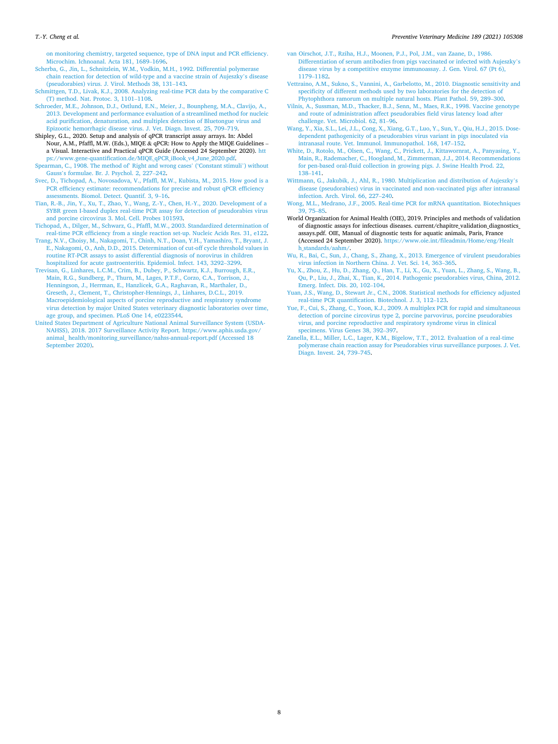on monitoring chemistry, targeted sequence, type of DNA input and PCR efficiency. Microchim. Ichnoanal. Acta 181, 1689–1696.

Scherba, G., Jin, L., Schnitzlein, W.M., Vodkin, M.H., 1992. Differential polymerase chain reaction for detection of wild-type and a vaccine strain of Aujeszky's disease (pseudorabies) virus. J. Virol. Methods 38, 131–143.

Schmittgen, T.D., Livak, K.J., 2008. Analyzing real-time PCR data by the comparative C (T) method. Nat. Protoc. 3, 1101–1108.

Schroeder, M.E., Johnson, D.J., Ostlund, E.N., Meier, J., Bounpheng, M.A., Clavijo, A., 2013. Development and performance evaluation of a streamlined method for nucleic acid purification, denaturation, and multiplex detection of Bluetongue virus and Epizootic hemorrhagic disease virus. J. Vet. Diagn. Invest. 25, 709–719.

Shipley, G.L., 2020. Setup and analysis of qPCR transcript assay arrays. In: Abdel Nour, A.M., Pfaffl, M.W. (Eds.), MIQE & qPCR: How to Apply the MIQE Guidelines – a Visual. Interactive and Practical qPCR Guide (Accessed 24 September 2020). https://www.gene-quantification.de/MIQE_qPCR_iBook_v4_June_2020.pdf.

Spearman, C., 1908. The method of' Right and wrong cases' ('Constant stimuli') without Gauss's formulae. Br. J. Psychol. 2, 227–242.

Svec, D., Tichopad, A., Novosadova, V., Pfaffl, M.W., Kubista, M., 2015. How good is a PCR efficiency estimate: recommendations for precise and robust qPCR efficiency assessments. Biomol. Detect. Quantif. 3, 9–16.

Tian, R.-B., Jin, Y., Xu, T., Zhao, Y., Wang, Z.-Y., Chen, H.-Y., 2020. Development of a SYBR green I-based duplex real-time PCR assay for detection of pseudorabies virus and porcine circovirus 3. Mol. Cell. Probes 101593.

Tichopad, A., Dilger, M., Schwarz, G., Pfaffl, M.W., 2003. Standardized determination of real-time PCR efficiency from a single reaction set-up. Nucleic Acids Res. 31, e122.

Trang, N.V., Choisy, M., Nakagomi, T., Chinh, N.T., Doan, Y.H., Yamashiro, T., Bryant, J. E., Nakagomi, O., Anh, D.D., 2015. Determination of cut-off cycle threshold values in routine RT-PCR assays to assist differential diagnosis of norovirus in children hospitalized for acute gastroenteritis. Epidemiol. Infect. 143, 3292–3299.

Trevisan, G., Linhares, L.C.M., Crim, B., Dubey, P., Schwartz, K.J., Burrough, E.R., Main, R.G., Sundberg, P., Thurn, M., Lages, P.T.F., Corzo, C.A., Torrison, J., Henningson, J., Herrman, E., Hanzlicek, G.A., Raghavan, R., Marthaler, D., Greseth, J., Clement, T., Christopher-Hennings, J., Linhares, D.C.L., 2019. Macroepidemiological aspects of porcine reproductive and respiratory syndrome virus detection by major United States veterinary diagnostic laboratories over time, age group, and specimen. PLoS One 14, e0223544.

United States Department of Agriculture National Animal Surveillance System (USDA-NAHSS), 2018. 2017 Surveillance Activity Report. https://www.aphis.usda.gov/animal_ health/monitoring_surveillance/nahss-annual-report.pdf (Accessed 18 September 2020).

van Oirschot, J.T., Rziha, H.J., Moonen, P.J., Pol, J.M., van Zaane, D., 1986. Differentiation of serum antibodies from pigs vaccinated or infected with Aujeszky's disease virus by a competitive enzyme immunoassay. J. Gen. Virol. 67 (Pt 6), 1179–1182.

Vettraino, A.M., Sukno, S., Vannini, A., Garbelotto, M., 2010. Diagnostic sensitivity and specificity of different methods used by two laboratories for the detection of Phytophthora ramorum on multiple natural hosts. Plant Pathol. 59, 289–300.

Vilnis, A., Sussman, M.D., Thacker, B.J., Senn, M., Maes, R.K., 1998. Vaccine genotype and route of administration affect pseudorabies field virus latency load after challenge. Vet. Microbiol. 62, 81–96.

Wang, Y., Xia, S.L., Lei, J.L., Cong, X., Xiang, G.T., Luo, Y., Sun, Y., Qiu, H.J., 2015. Dose-dependent pathogenicity of a pseudorabies virus variant in pigs inoculated via intranasal route. Vet. Immunol. Immunopathol. 168, 147–152.

White, D., Rotolo, M., Olsen, C., Wang, C., Prickett, J., Kittawornrat, A., Panyasing, Y., Main, R., Rademacher, C., Hoogland, M., Zimmerman, J.J., 2014. Recommendations for pen-based oral-fluid collection in growing pigs. J. Swine Health Prod. 22, 138–141.

Wittmann, G., Jakubik, J., Ahl, R., 1980. Multiplication and distribution of Aujeszky's disease (pseudorabies) virus in vaccinated and non-vaccinated pigs after intranasal infection. Arch. Virol. 66, 227–240.

Wong, M.L., Medrano, J.F., 2005. Real-time PCR for mRNA quantitation. Biotechniques 39, 75–85.

World Organization for Animal Health (OIE), 2019. Principles and methods of validation of diagnostic assays for infectious diseases. current/chapitre_validation_diagnostics_assays.pdf. OIE, Manual of diagnostic tests for aquatic animals, Paris, France (Accessed 24 September 2020). https://www.oie.int/fileadmin/Home/eng/Health_standards/aahm/.

Wu, R., Bai, C., Sun, J., Chang, S., Zhang, X., 2013. Emergence of virulent pseudorabies virus infection in Northern China. J. Vet. Sci. 14, 363–365.

Yu, X., Zhou, Z., Hu, D., Zhang, Q., Han, T., Li, X., Gu, X., Yuan, L., Zhang, S., Wang, B., Qu, P., Liu, J., Zhai, X., Tian, K., 2014. Pathogenic pseudorabies virus, China, 2012. Emerg. Infect. Dis. 20, 102–104.

Yuan, J.S., Wang, D., Stewart Jr., C.N., 2008. Statistical methods for efficiency adjusted real-time PCR quantification. Biotechnol. J. 3, 112–123.

Yue, F., Cui, S., Zhang, C., Yoon, K.J., 2009. A multiplex PCR for rapid and simultaneous detection of porcine circovirus type 2, porcine parvovirus, porcine pseudorabies virus, and porcine reproductive and respiratory syndrome virus in clinical specimens. Virus Genes 38, 392–397.

Zanella, E.L., Miller, L.C., Lager, K.M., Bigelow, T.T., 2012. Evaluation of a real-time polymerase chain reaction assay for Pseudorabies virus surveillance purposes. J. Vet. Diagn. Invest. 24, 739–745.